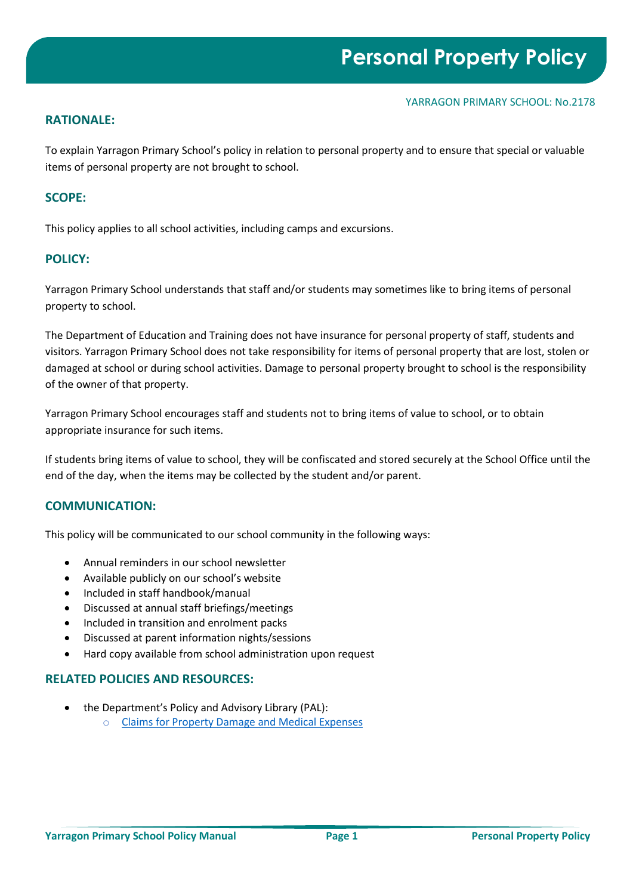# Personal Property Policy

YARRAGON PRIMARY SCHOOL: No.2178

## RATIONALE:

To explain Yarragon Primary School's policy in relation to personal property and to ensure that special or valuable items of personal property are not brought to school.

## SCOPE:

This policy applies to all school activities, including camps and excursions.

## POLICY:

Yarragon Primary School understands that staff and/or students may sometimes like to bring items of personal property to school.

The Department of Education and Training does not have insurance for personal property of staff, students and visitors. Yarragon Primary School does not take responsibility for items of personal property that are lost, stolen or damaged at school or during school activities. Damage to personal property brought to school is the responsibility of the owner of that property.

Yarragon Primary School encourages staff and students not to bring items of value to school, or to obtain appropriate insurance for such items.

If students bring items of value to school, they will be confiscated and stored securely at the School Office until the end of the day, when the items may be collected by the student and/or parent.

## COMMUNICATION:

This policy will be communicated to our school community in the following ways:

- Annual reminders in our school newsletter
- Available publicly on our school's website
- Included in staff handbook/manual
- Discussed at annual staff briefings/meetings
- Included in transition and enrolment packs
- Discussed at parent information nights/sessions
- Hard copy available from school administration upon request

## RELATED POLICIES AND RESOURCES:

- the Department's Policy and Advisory Library (PAL):
  - Claims for Property Damage and Medical Expenses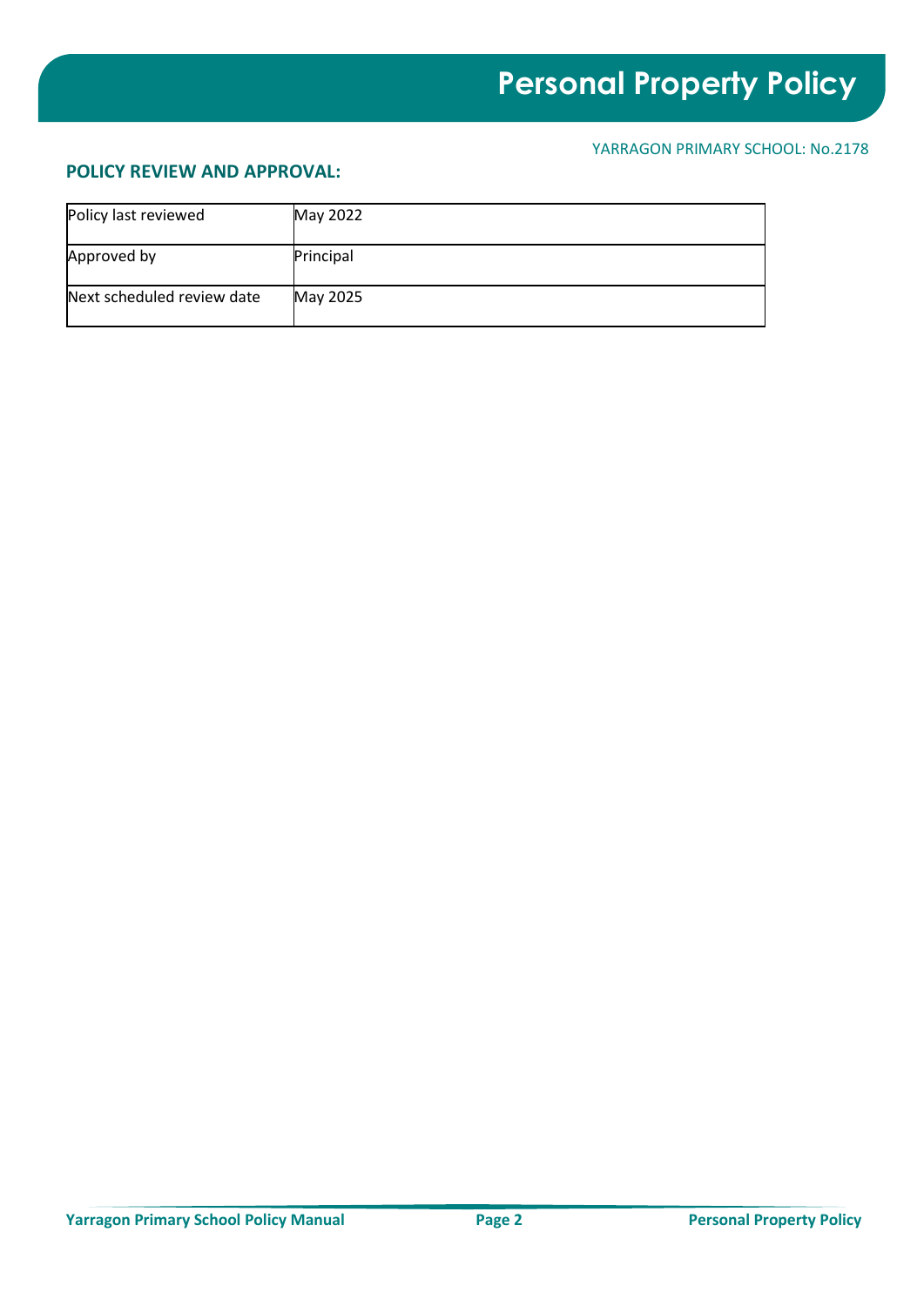## POLICY REVIEW AND APPROVAL:

| | |
|---|---|
| Policy last reviewed | May 2022 |
| Approved by | Principal |
| Next scheduled review date | May 2025 |